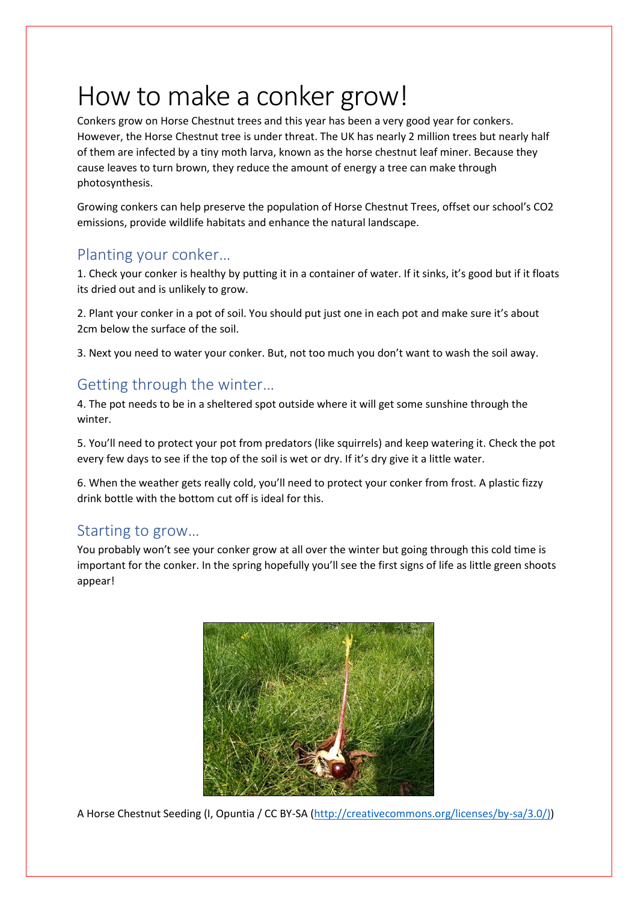# How to make a conker grow!

Conkers grow on Horse Chestnut trees and this year has been a very good year for conkers. However, the Horse Chestnut tree is under threat. The UK has nearly 2 million trees but nearly half of them are infected by a tiny moth larva, known as the horse chestnut leaf miner. Because they cause leaves to turn brown, they reduce the amount of energy a tree can make through photosynthesis.

Growing conkers can help preserve the population of Horse Chestnut Trees, offset our school's $CO_2$ emissions, provide wildlife habitats and enhance the natural landscape.

## Planting your conker…

1. Check your conker is healthy by putting it in a container of water. If it sinks, it's good but if it floats its dried out and is unlikely to grow.

2. Plant your conker in a pot of soil. You should put just one in each pot and make sure it's about 2cm below the surface of the soil.

3. Next you need to water your conker. But, not too much you don't want to wash the soil away.

## Getting through the winter…

4. The pot needs to be in a sheltered spot outside where it will get some sunshine through the winter.

5. You'll need to protect your pot from predators (like squirrels) and keep watering it. Check the pot every few days to see if the top of the soil is wet or dry. If it's dry give it a little water.

6. When the weather gets really cold, you'll need to protect your conker from frost. A plastic fizzy drink bottle with the bottom cut off is ideal for this.

## Starting to grow…

You probably won't see your conker grow at all over the winter but going through this cold time is important for the conker. In the spring hopefully you'll see the first signs of life as little green shoots appear!

A Horse Chestnut Seeding (I, Opuntia / CC BY-SA (http://creativecommons.org/licenses/by-sa/3.0/))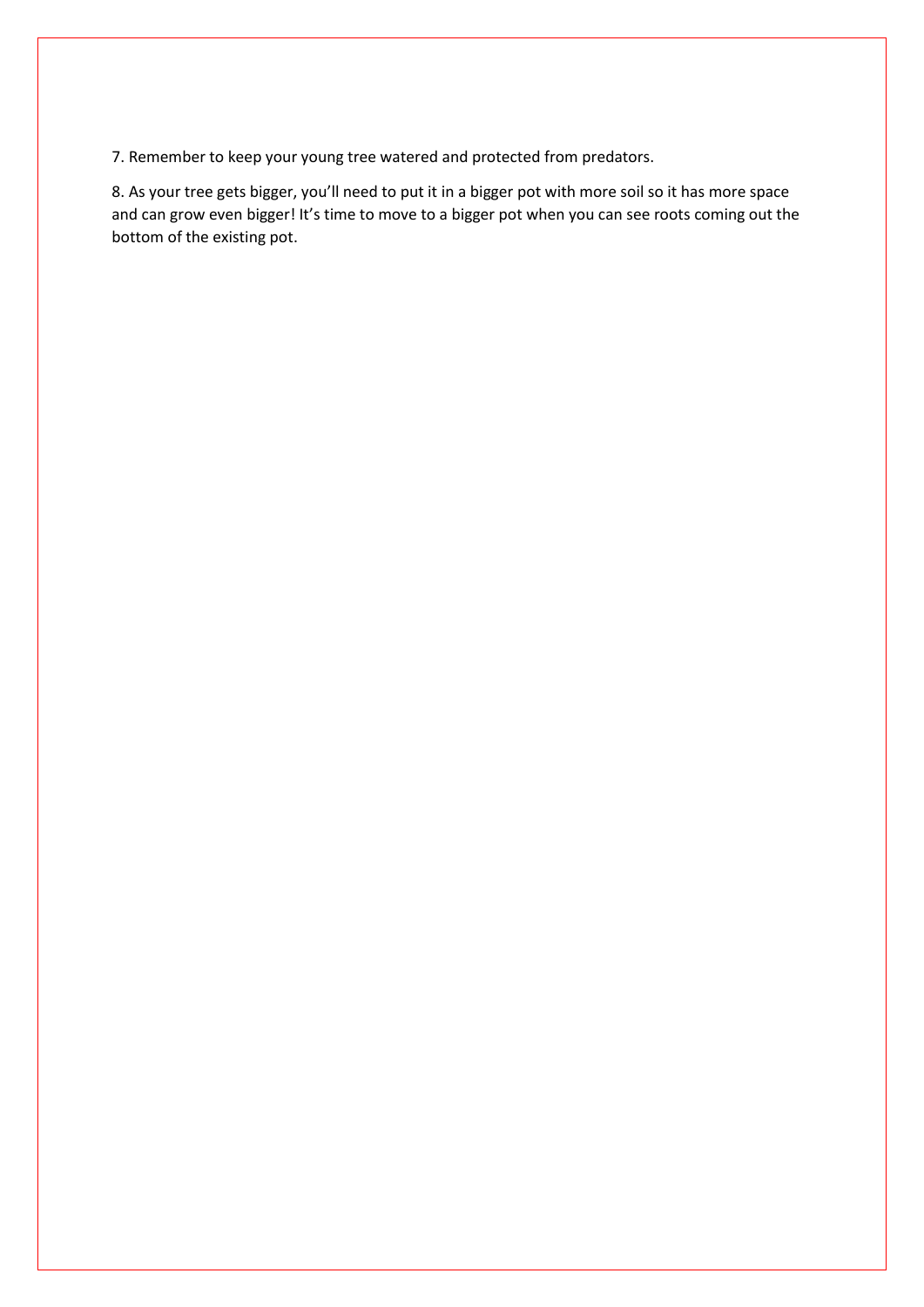7. Remember to keep your young tree watered and protected from predators.

8. As your tree gets bigger, you'll need to put it in a bigger pot with more soil so it has more space and can grow even bigger! It's time to move to a bigger pot when you can see roots coming out the bottom of the existing pot.